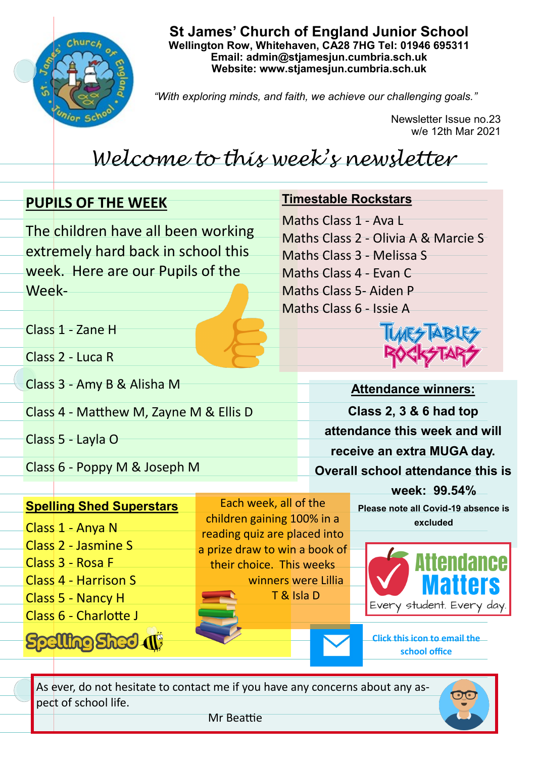# St James' Church of England Junior School

**Wellington Row, Whitehaven, CA28 7HG Tel: 01946 695311**
**Email: admin@stjamesjun.cumbria.sch.uk**
**Website: www.stjamesjun.cumbria.sch.uk**

*"With exploring minds, and faith, we achieve our challenging goals."*

Newsletter Issue no.23
w/e 12th Mar 2021

## *Welcome to this week's newsletter*

### PUPILS OF THE WEEK

The children have all been working extremely hard back in school this week. Here are our Pupils of the Week-

Class 1 - Zane H

Class 2 - Luca R

Class 3 - Amy B & Alisha M

Class 4 - Matthew M, Zayne M & Ellis D

Class 5 - Layla O

Class 6 - Poppy M & Joseph M

### Timestable Rockstars

Maths Class 1 - Ava L
Maths Class 2 - Olivia A & Marcie S
Maths Class 3 - Melissa S
Maths Class 4 - Evan C
Maths Class 5- Aiden P
Maths Class 6 - Issie A

### Attendance winners:

**Class 2, 3 & 6 had top attendance this week and will receive an extra MUGA day.**
**Overall school attendance this is week: 99.54%**

**Please note all Covid-19 absence is excluded**

Attendance Matters
Every student. Every day.

### Spelling Shed Superstars

Class 1 - Anya N
Class 2 - Jasmine S
Class 3 - Rosa F
Class 4 - Harrison S
Class 5 - Nancy H
Class 6 - Charlotte J

Each week, all of the children gaining 100% in a reading quiz are placed into a prize draw to win a book of their choice. This weeks winners were Lillia T & Isla D

**Click this icon to email the school office**

As ever, do not hesitate to contact me if you have any concerns about any aspect of school life.

Mr Beattie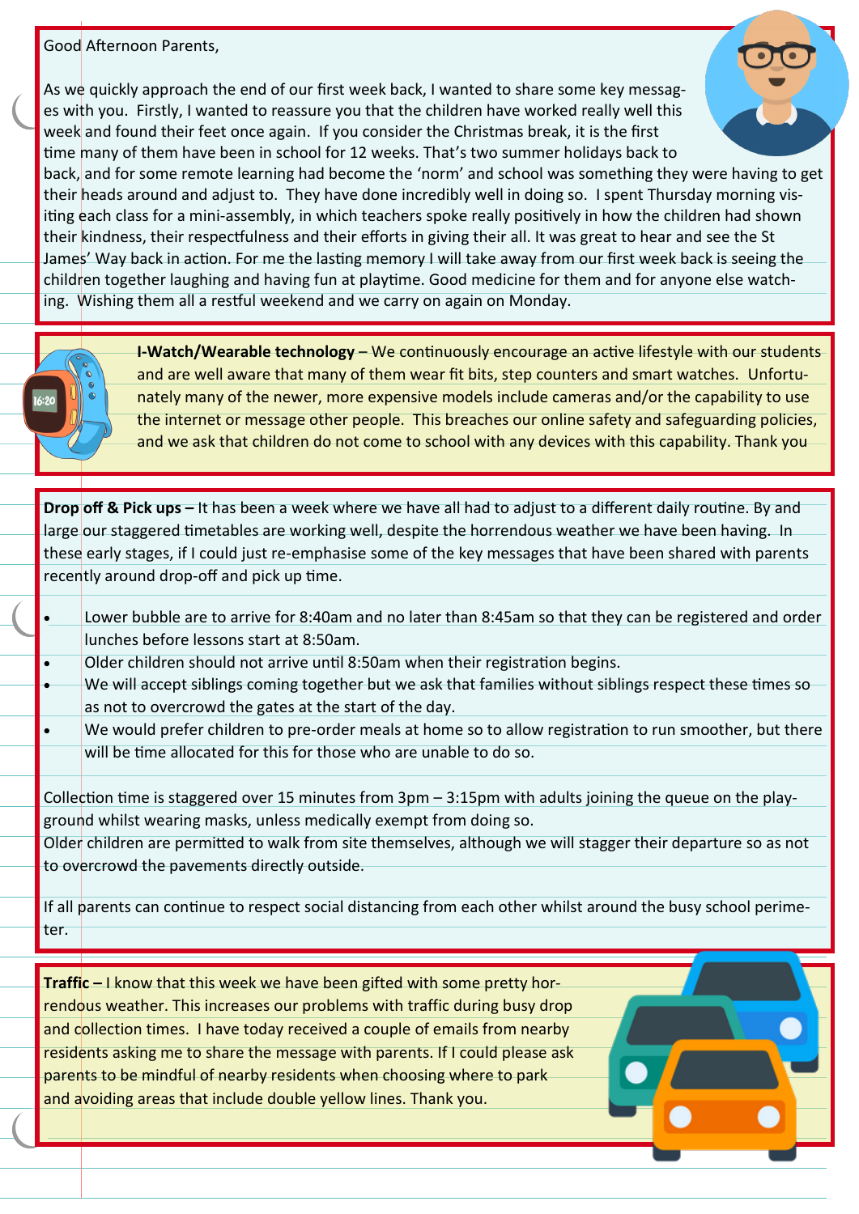Good Afternoon Parents,

As we quickly approach the end of our first week back, I wanted to share some key messages with you. Firstly, I wanted to reassure you that the children have worked really well this week and found their feet once again. If you consider the Christmas break, it is the first time many of them have been in school for 12 weeks. That's two summer holidays back to back, and for some remote learning had become the 'norm' and school was something they were having to get their heads around and adjust to. They have done incredibly well in doing so. I spent Thursday morning visiting each class for a mini-assembly, in which teachers spoke really positively in how the children had shown their kindness, their respectfulness and their efforts in giving their all. It was great to hear and see the St James' Way back in action. For me the lasting memory I will take away from our first week back is seeing the children together laughing and having fun at playtime. Good medicine for them and for anyone else watching. Wishing them all a restful weekend and we carry on again on Monday.

**I-Watch/Wearable technology –** We continuously encourage an active lifestyle with our students and are well aware that many of them wear fit bits, step counters and smart watches. Unfortunately many of the newer, more expensive models include cameras and/or the capability to use the internet or message other people. This breaches our online safety and safeguarding policies, and we ask that children do not come to school with any devices with this capability. Thank you

**Drop off & Pick ups –** It has been a week where we have all had to adjust to a different daily routine. By and large our staggered timetables are working well, despite the horrendous weather we have been having. In these early stages, if I could just re-emphasise some of the key messages that have been shared with parents recently around drop-off and pick up time.

- Lower bubble are to arrive for 8:40am and no later than 8:45am so that they can be registered and order lunches before lessons start at 8:50am.
- Older children should not arrive until 8:50am when their registration begins.
- We will accept siblings coming together but we ask that families without siblings respect these times so as not to overcrowd the gates at the start of the day.
- We would prefer children to pre-order meals at home so to allow registration to run smoother, but there will be time allocated for this for those who are unable to do so.

Collection time is staggered over 15 minutes from 3pm – 3:15pm with adults joining the queue on the playground whilst wearing masks, unless medically exempt from doing so.
Older children are permitted to walk from site themselves, although we will stagger their departure so as not to overcrowd the pavements directly outside.

If all parents can continue to respect social distancing from each other whilst around the busy school perimeter.

**Traffic –** I know that this week we have been gifted with some pretty horrendous weather. This increases our problems with traffic during busy drop and collection times. I have today received a couple of emails from nearby residents asking me to share the message with parents. If I could please ask parents to be mindful of nearby residents when choosing where to park and avoiding areas that include double yellow lines. Thank you.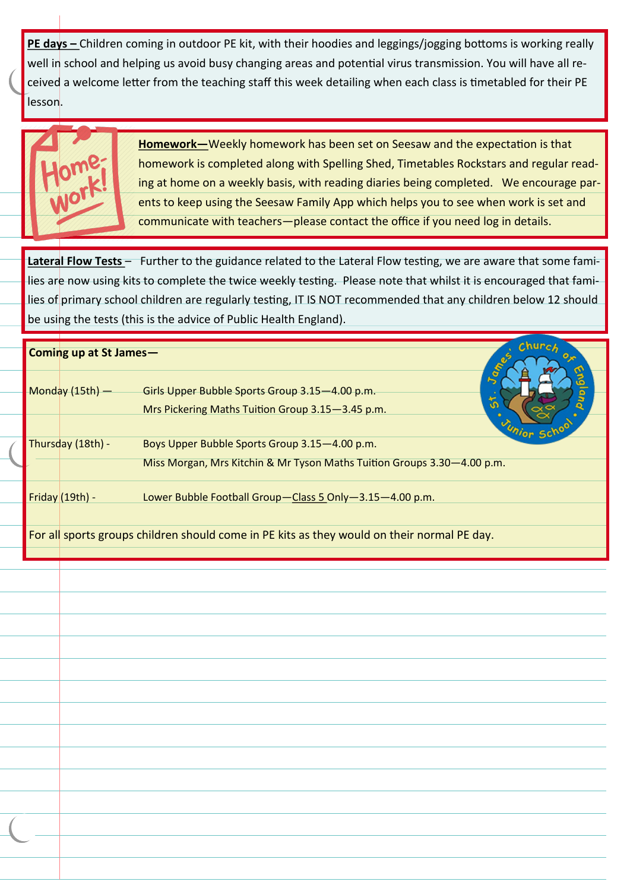**PE days –** Children coming in outdoor PE kit, with their hoodies and leggings/jogging bottoms is working really well in school and helping us avoid busy changing areas and potential virus transmission. You will have all received a welcome letter from the teaching staff this week detailing when each class is timetabled for their PE lesson.

**Homework—**Weekly homework has been set on Seesaw and the expectation is that homework is completed along with Spelling Shed, Timetables Rockstars and regular reading at home on a weekly basis, with reading diaries being completed. We encourage parents to keep using the Seesaw Family App which helps you to see when work is set and communicate with teachers—please contact the office if you need log in details.

**Lateral Flow Tests** – Further to the guidance related to the Lateral Flow testing, we are aware that some families are now using kits to complete the twice weekly testing. Please note that whilst it is encouraged that families of primary school children are regularly testing, IT IS NOT recommended that any children below 12 should be using the tests (this is the advice of Public Health England).

**Coming up at St James—**

| | |
|---|---|
| Monday (15th) — | Girls Upper Bubble Sports Group 3.15—4.00 p.m. |
| | Mrs Pickering Maths Tuition Group 3.15—3.45 p.m. |
| Thursday (18th) - | Boys Upper Bubble Sports Group 3.15—4.00 p.m. |
| | Miss Morgan, Mrs Kitchin & Mr Tyson Maths Tuition Groups 3.30—4.00 p.m. |
| Friday (19th) - | Lower Bubble Football Group—Class 5 Only—3.15—4.00 p.m. |

For all sports groups children should come in PE kits as they would on their normal PE day.